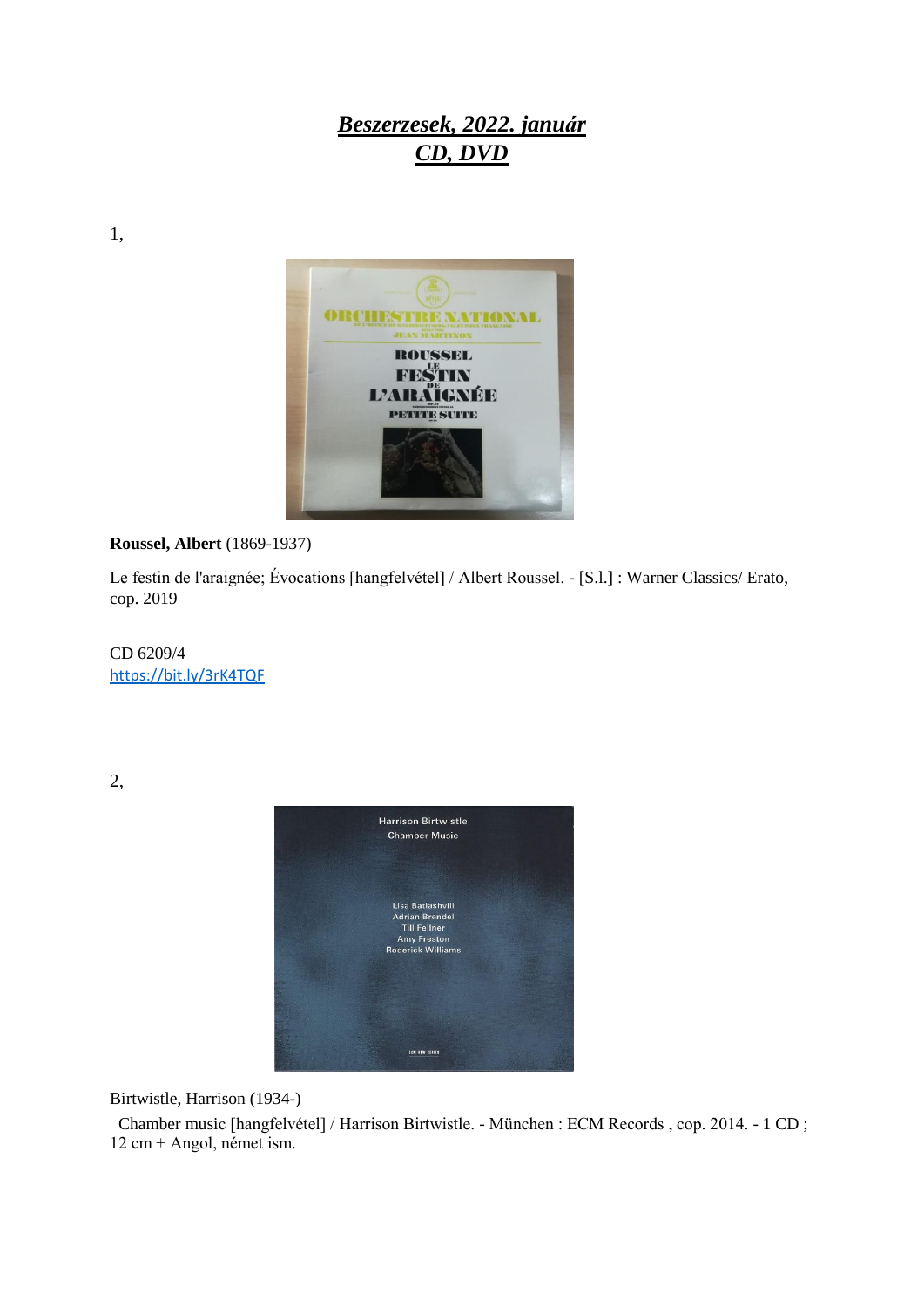# ***Beszerzesek, 2022. január***
# ***CD, DVD***

1,

**Roussel, Albert** (1869-1937)

Le festin de l'araignée; Évocations [hangfelvétel] / Albert Roussel. - [S.l.] : Warner Classics/ Erato, cop. 2019

CD 6209/4
https://bit.ly/3rK4TQF

2,

Birtwistle, Harrison (1934-)

Chamber music [hangfelvétel] / Harrison Birtwistle. - München : ECM Records , cop. 2014. - 1 CD ; 12 cm + Angol, német ism.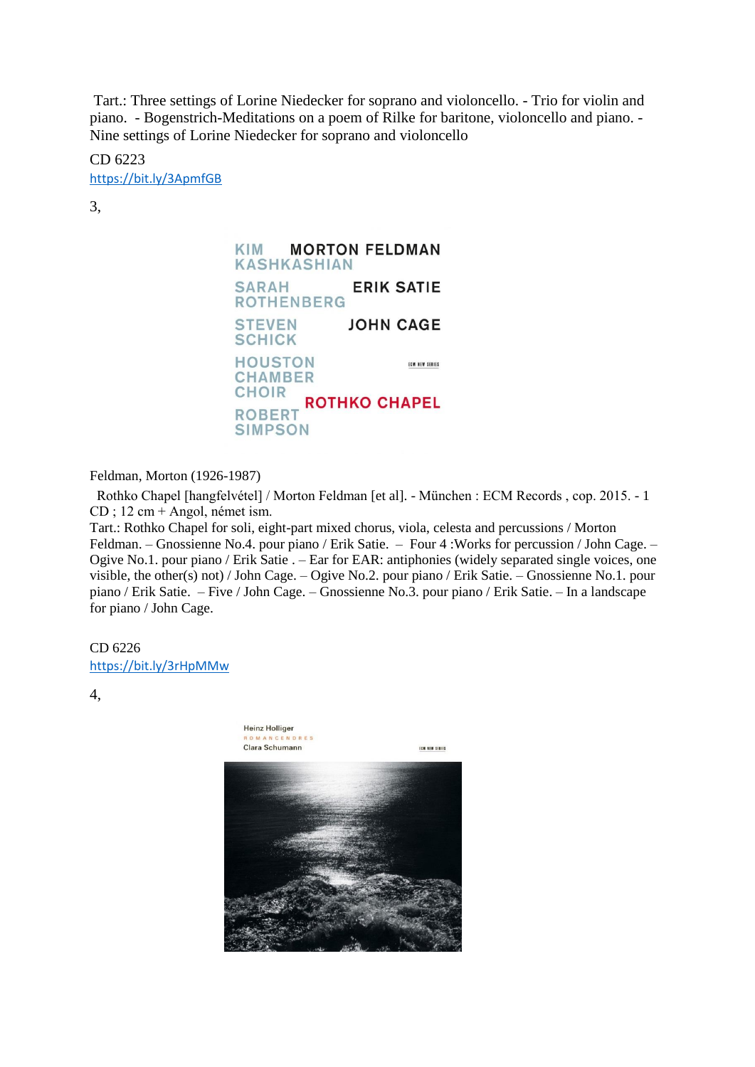Tart.: Three settings of Lorine Niedecker for soprano and violoncello. - Trio for violin and piano. - Bogenstrich-Meditations on a poem of Rilke for baritone, violoncello and piano. - Nine settings of Lorine Niedecker for soprano and violoncello

CD 6223
https://bit.ly/3ApmfGB

3,

KIM KASHKASHIAN MORTON FELDMAN
SARAH ROTHENBERG ERIK SATIE
STEVEN SCHICK JOHN CAGE
HOUSTON CHAMBER CHOIR ECM NEW SERIES
ROBERT SIMPSON ROTHKO CHAPEL

Feldman, Morton (1926-1987)

Rothko Chapel [hangfelvétel] / Morton Feldman [et al]. - München : ECM Records , cop. 2015. - 1 CD ; 12 cm + Angol, német ism.
Tart.: Rothko Chapel for soli, eight-part mixed chorus, viola, celesta and percussions / Morton Feldman. – Gnossienne No.4. pour piano / Erik Satie. – Four 4 :Works for percussion / John Cage. – Ogive No.1. pour piano / Erik Satie . – Ear for EAR: antiphonies (widely separated single voices, one visible, the other(s) not) / John Cage. – Ogive No.2. pour piano / Erik Satie. – Gnossienne No.1. pour piano / Erik Satie. – Five / John Cage. – Gnossienne No.3. pour piano / Erik Satie. – In a landscape for piano / John Cage.

CD 6226
https://bit.ly/3rHpMMw

4,

Heinz Holliger
ROMANCENDRES
Clara Schumann
ECM NEW SERIES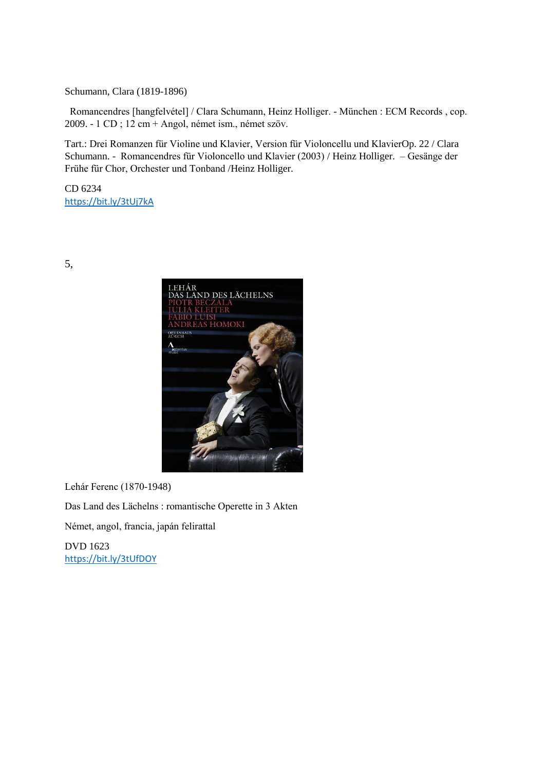Schumann, Clara (1819-1896)

Romancendres [hangfelvétel] / Clara Schumann, Heinz Holliger. - München : ECM Records , cop. 2009. - 1 CD ; 12 cm + Angol, német ism., német szöv.

Tart.: Drei Romanzen für Violine und Klavier, Version für Violoncellu und KlavierOp. 22 / Clara Schumann. - Romancendres für Violoncello und Klavier (2003) / Heinz Holliger. – Gesänge der Frühe für Chor, Orchester und Tonband /Heinz Holliger.

CD 6234
https://bit.ly/3tUj7kA

5,

Lehár Ferenc (1870-1948)

Das Land des Lächelns : romantische Operette in 3 Akten

Német, angol, francia, japán felirattal

DVD 1623
https://bit.ly/3tUfDOY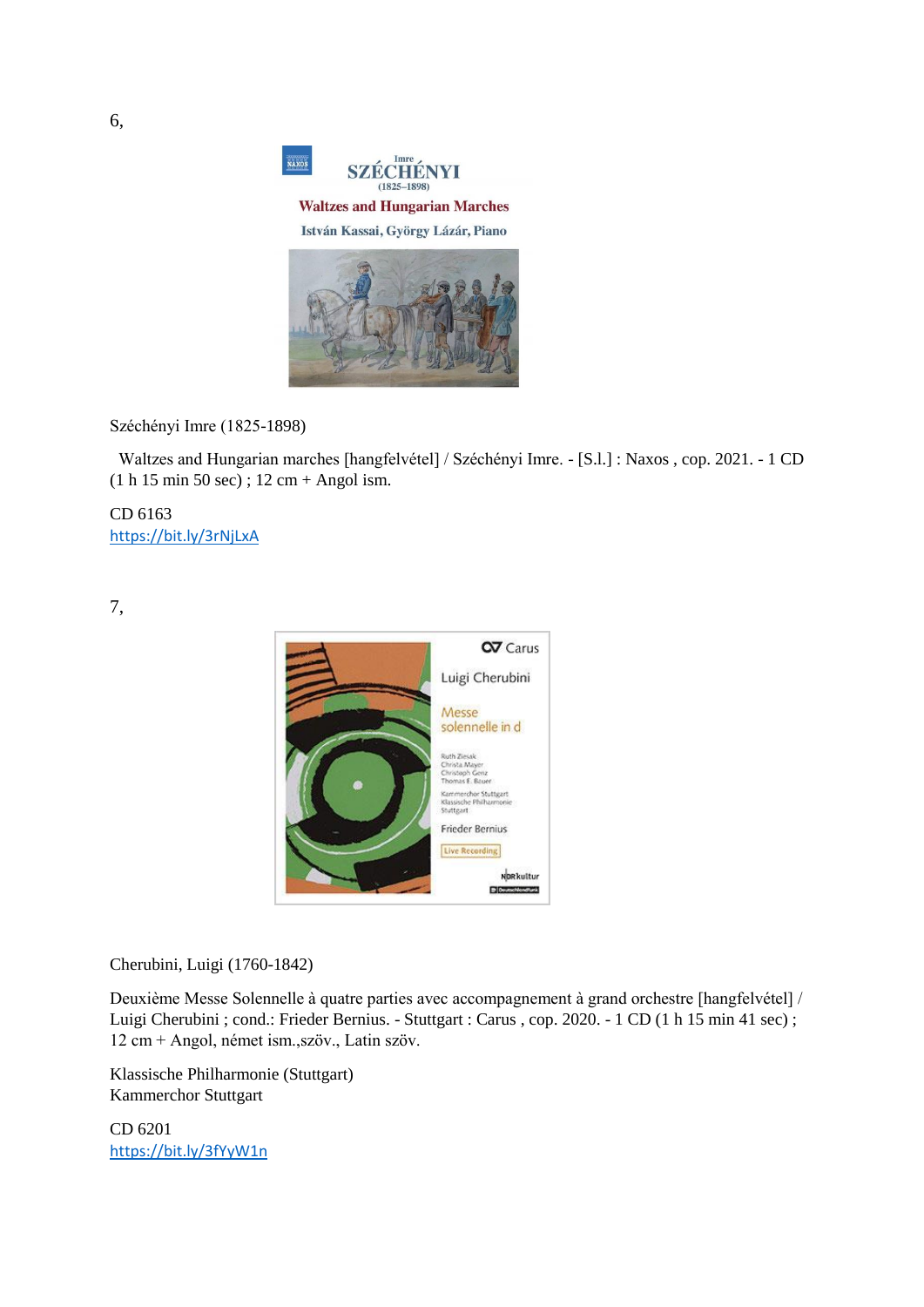6,

Széchényi Imre (1825-1898)

Waltzes and Hungarian marches [hangfelvétel] / Széchényi Imre. - [S.l.] : Naxos , cop. 2021. - 1 CD (1 h 15 min 50 sec) ; 12 cm + Angol ism.

CD 6163
https://bit.ly/3rNjLxA

7,

Cherubini, Luigi (1760-1842)

Deuxième Messe Solennelle à quatre parties avec accompagnement à grand orchestre [hangfelvétel] / Luigi Cherubini ; cond.: Frieder Bernius. - Stuttgart : Carus , cop. 2020. - 1 CD (1 h 15 min 41 sec) ; 12 cm + Angol, német ism.,szöv., Latin szöv.

Klassische Philharmonie (Stuttgart)
Kammerchor Stuttgart

CD 6201
https://bit.ly/3fYyW1n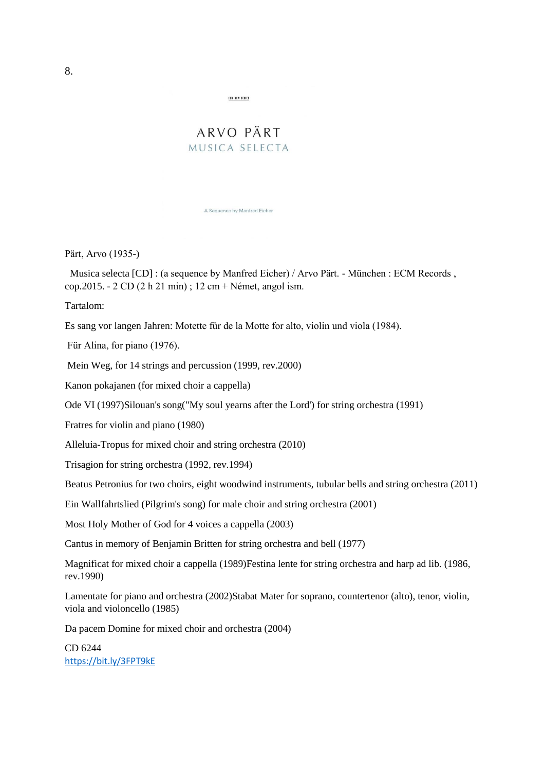8.

ECM NEW SERIES

ARVO PÄRT

MUSICA SELECTA

A Sequence by Manfred Eicher

Pärt, Arvo (1935-)

Musica selecta [CD] : (a sequence by Manfred Eicher) / Arvo Pärt. - München : ECM Records , cop.2015. - 2 CD (2 h 21 min) ; 12 cm + Német, angol ism.

Tartalom:

Es sang vor langen Jahren: Motette für de la Motte for alto, violin und viola (1984).

Für Alina, for piano (1976).

Mein Weg, for 14 strings and percussion (1999, rev.2000)

Kanon pokajanen (for mixed choir a cappella)

Ode VI (1997)Silouan's song("My soul yearns after the Lord') for string orchestra (1991)

Fratres for violin and piano (1980)

Alleluia-Tropus for mixed choir and string orchestra (2010)

Trisagion for string orchestra (1992, rev.1994)

Beatus Petronius for two choirs, eight woodwind instruments, tubular bells and string orchestra (2011)

Ein Wallfahrtslied (Pilgrim's song) for male choir and string orchestra (2001)

Most Holy Mother of God for 4 voices a cappella (2003)

Cantus in memory of Benjamin Britten for string orchestra and bell (1977)

Magnificat for mixed choir a cappella (1989)Festina lente for string orchestra and harp ad lib. (1986, rev.1990)

Lamentate for piano and orchestra (2002)Stabat Mater for soprano, countertenor (alto), tenor, violin, viola and violoncello (1985)

Da pacem Domine for mixed choir and orchestra (2004)

CD 6244
https://bit.ly/3FPT9kE